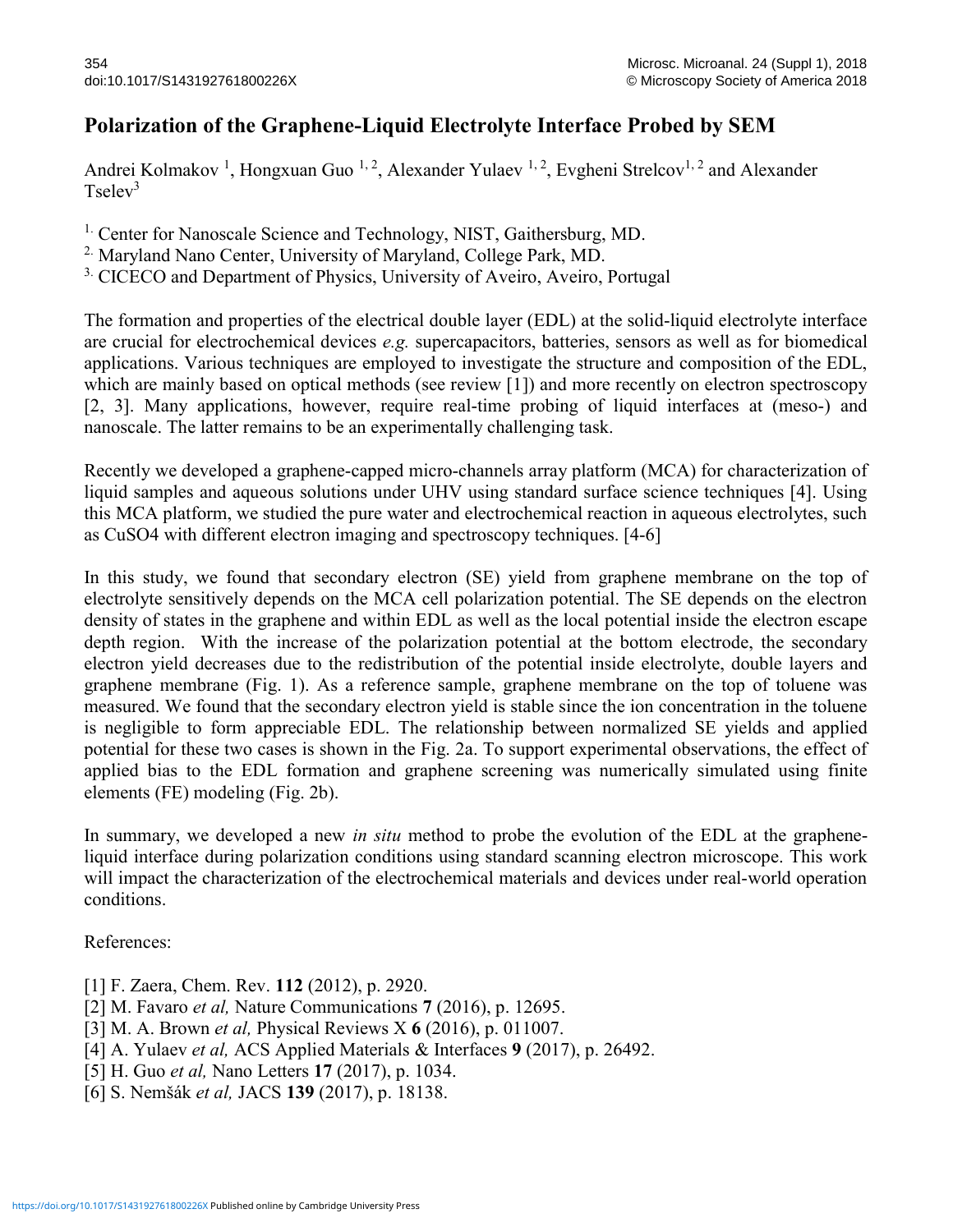# Polarization of the Graphene-Liquid Electrolyte Interface Probed by SEM

Andrei Kolmakov [1], Hongxuan Guo [1, 2], Alexander Yulaev [1, 2], Evgheni Strelcov[1, 2] and Alexander Tselev[3]

1. Center for Nanoscale Science and Technology, NIST, Gaithersburg, MD.
2. Maryland Nano Center, University of Maryland, College Park, MD.
3. CICECO and Department of Physics, University of Aveiro, Aveiro, Portugal

The formation and properties of the electrical double layer (EDL) at the solid-liquid electrolyte interface are crucial for electrochemical devices *e.g.* supercapacitors, batteries, sensors as well as for biomedical applications. Various techniques are employed to investigate the structure and composition of the EDL, which are mainly based on optical methods (see review [1]) and more recently on electron spectroscopy [2, 3]. Many applications, however, require real-time probing of liquid interfaces at (meso-) and nanoscale. The latter remains to be an experimentally challenging task.

Recently we developed a graphene-capped micro-channels array platform (MCA) for characterization of liquid samples and aqueous solutions under UHV using standard surface science techniques [4]. Using this MCA platform, we studied the pure water and electrochemical reaction in aqueous electrolytes, such as $CuSO_4$ with different electron imaging and spectroscopy techniques. [4-6]

In this study, we found that secondary electron (SE) yield from graphene membrane on the top of electrolyte sensitively depends on the MCA cell polarization potential. The SE depends on the electron density of states in the graphene and within EDL as well as the local potential inside the electron escape depth region. With the increase of the polarization potential at the bottom electrode, the secondary electron yield decreases due to the redistribution of the potential inside electrolyte, double layers and graphene membrane (Fig. 1). As a reference sample, graphene membrane on the top of toluene was measured. We found that the secondary electron yield is stable since the ion concentration in the toluene is negligible to form appreciable EDL. The relationship between normalized SE yields and applied potential for these two cases is shown in the Fig. 2a. To support experimental observations, the effect of applied bias to the EDL formation and graphene screening was numerically simulated using finite elements (FE) modeling (Fig. 2b).

In summary, we developed a new *in situ* method to probe the evolution of the EDL at the graphene-liquid interface during polarization conditions using standard scanning electron microscope. This work will impact the characterization of the electrochemical materials and devices under real-world operation conditions.

References:

[1] F. Zaera, Chem. Rev. **112** (2012), p. 2920.

[2] M. Favaro *et al,* Nature Communications **7** (2016), p. 12695.

[3] M. A. Brown *et al,* Physical Reviews X **6** (2016), p. 011007.

[4] A. Yulaev *et al,* ACS Applied Materials & Interfaces **9** (2017), p. 26492.

[5] H. Guo *et al,* Nano Letters **17** (2017), p. 1034.

[6] S. Nemšák *et al,* JACS **139** (2017), p. 18138.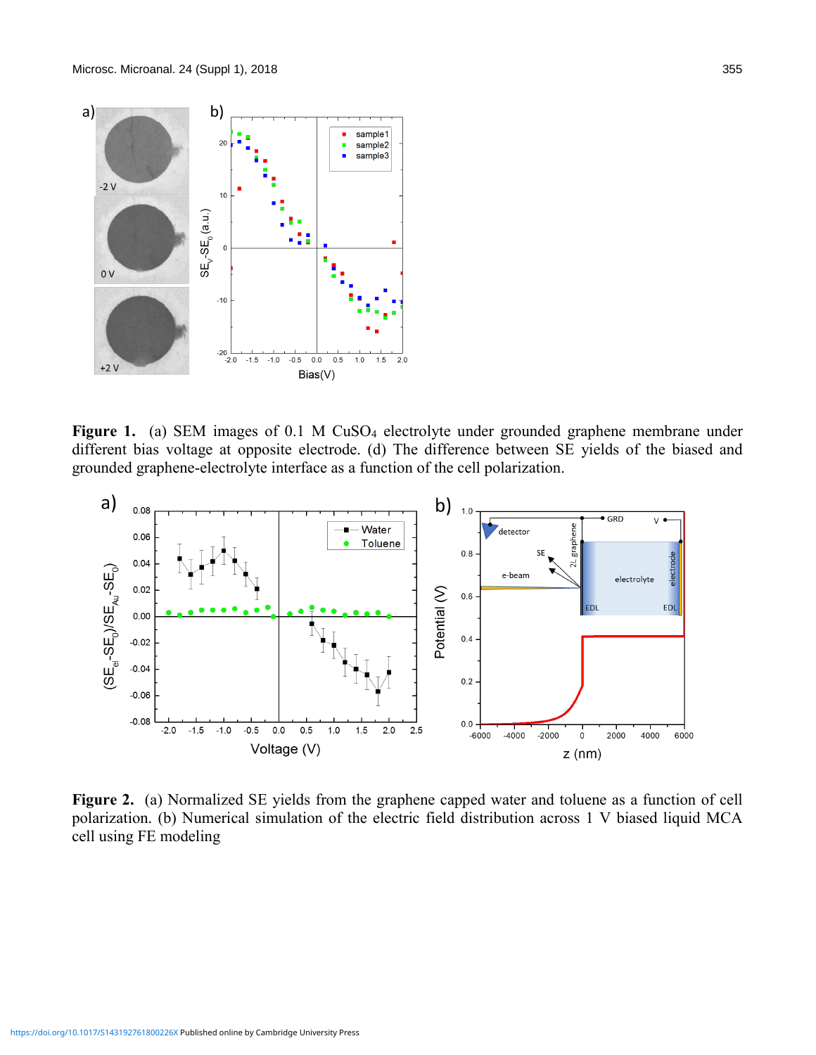a)

-2 V

0 V

+2 V

b)

sample1
sample2
sample3

$SE_V$-$SE_0$ (a.u.)

20
10
0
-10
-20

-2.0 -1.5 -1.0 -0.5 0.0 0.5 1.0 1.5 2.0

Bias(V)

**Figure 1.** (a) SEM images of 0.1 M $CuSO_4$ electrolyte under grounded graphene membrane under different bias voltage at opposite electrode. (d) The difference between SE yields of the biased and grounded graphene-electrolyte interface as a function of the cell polarization.

a)

Water
Toluene

$(SE_{el}-SE_0)/SE_{Au}-SE_0)$

0.08
0.06
0.04
0.02
0.00
-0.02
-0.04
-0.06
-0.08

-2.0 -1.5 -1.0 -0.5 0.0 0.5 1.0 1.5 2.0 2.5

Voltage (V)

b)

detector
SE
e-beam
2L graphene
GRD
V
electrolyte
electrode
EDL
EDL

Potential (V)

1.0
0.8
0.6
0.4
0.2
0.0

-6000 -4000 -2000 0 2000 4000 6000

z (nm)

**Figure 2.** (a) Normalized SE yields from the graphene capped water and toluene as a function of cell polarization. (b) Numerical simulation of the electric field distribution across 1 V biased liquid MCA cell using FE modeling